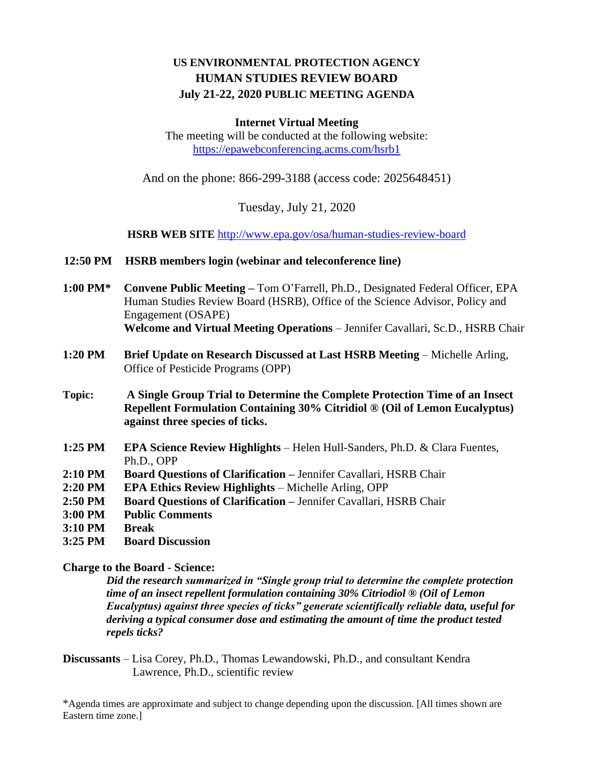# US ENVIRONMENTAL PROTECTION AGENCY
# HUMAN STUDIES REVIEW BOARD
# July 21-22, 2020 PUBLIC MEETING AGENDA

**Internet Virtual Meeting**

The meeting will be conducted at the following website:
https://epawebconferencing.acms.com/hsrb1

And on the phone: 866-299-3188 (access code: 2025648451)

Tuesday, July 21, 2020

**HSRB WEB SITE** http://www.epa.gov/osa/human-studies-review-board

**12:50 PM** **HSRB members login (webinar and teleconference line)**

**1:00 PM*** **Convene Public Meeting –** Tom O'Farrell, Ph.D., Designated Federal Officer, EPA Human Studies Review Board (HSRB), Office of the Science Advisor, Policy and Engagement (OSAPE)
**Welcome and Virtual Meeting Operations** – Jennifer Cavallari, Sc.D., HSRB Chair

**1:20 PM** **Brief Update on Research Discussed at Last HSRB Meeting** – Michelle Arling, Office of Pesticide Programs (OPP)

**Topic:** **A Single Group Trial to Determine the Complete Protection Time of an Insect Repellent Formulation Containing 30% Citridiol ® (Oil of Lemon Eucalyptus) against three species of ticks.**

**1:25 PM** **EPA Science Review Highlights** – Helen Hull-Sanders, Ph.D. & Clara Fuentes, Ph.D., OPP
**2:10 PM** **Board Questions of Clarification –** Jennifer Cavallari, HSRB Chair
**2:20 PM** **EPA Ethics Review Highlights** – Michelle Arling, OPP
**2:50 PM** **Board Questions of Clarification –** Jennifer Cavallari, HSRB Chair
**3:00 PM** **Public Comments**
**3:10 PM** **Break**
**3:25 PM** **Board Discussion**

**Charge to the Board - Science:**

> ***Did the research summarized in "Single group trial to determine the complete protection time of an insect repellent formulation containing 30% Citriodiol ® (Oil of Lemon Eucalyptus) against three species of ticks" generate scientifically reliable data, useful for deriving a typical consumer dose and estimating the amount of time the product tested repels ticks?***

**Discussants** – Lisa Corey, Ph.D., Thomas Lewandowski, Ph.D., and consultant Kendra Lawrence, Ph.D., scientific review

*Agenda times are approximate and subject to change depending upon the discussion. [All times shown are Eastern time zone.]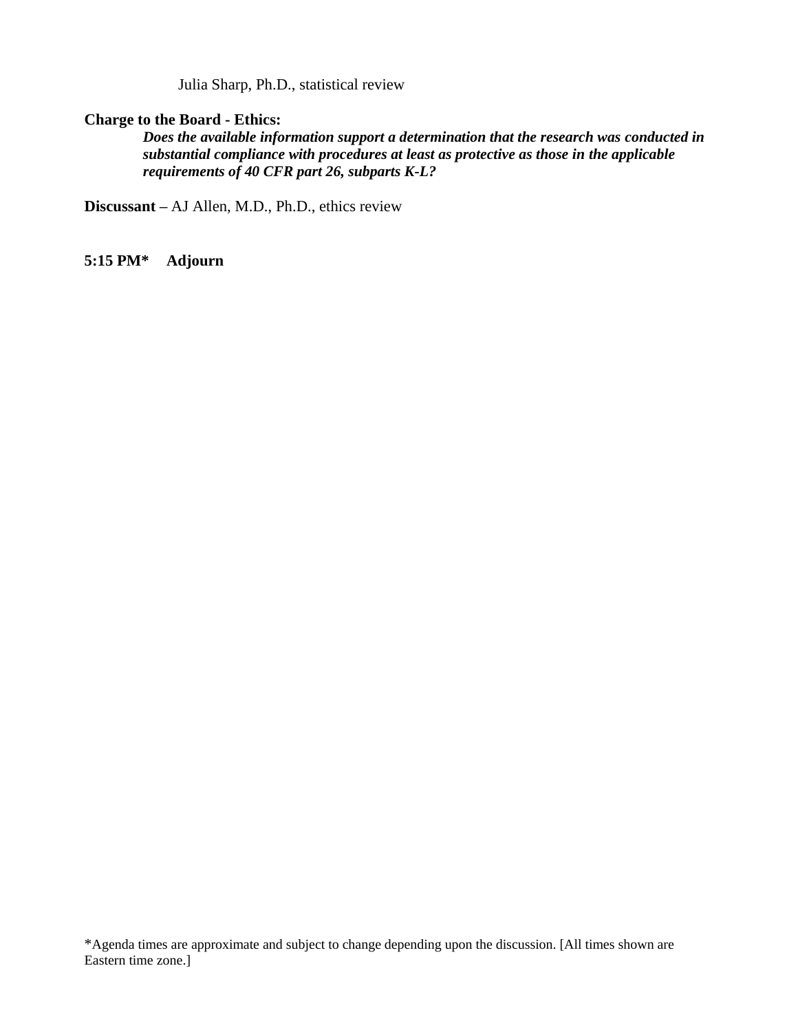Julia Sharp, Ph.D., statistical review

**Charge to the Board - Ethics:**

***Does the available information support a determination that the research was conducted in substantial compliance with procedures at least as protective as those in the applicable requirements of 40 CFR part 26, subparts K-L?***

**Discussant –** AJ Allen, M.D., Ph.D., ethics review

**5:15 PM*     Adjourn**

*Agenda times are approximate and subject to change depending upon the discussion. [All times shown are Eastern time zone.]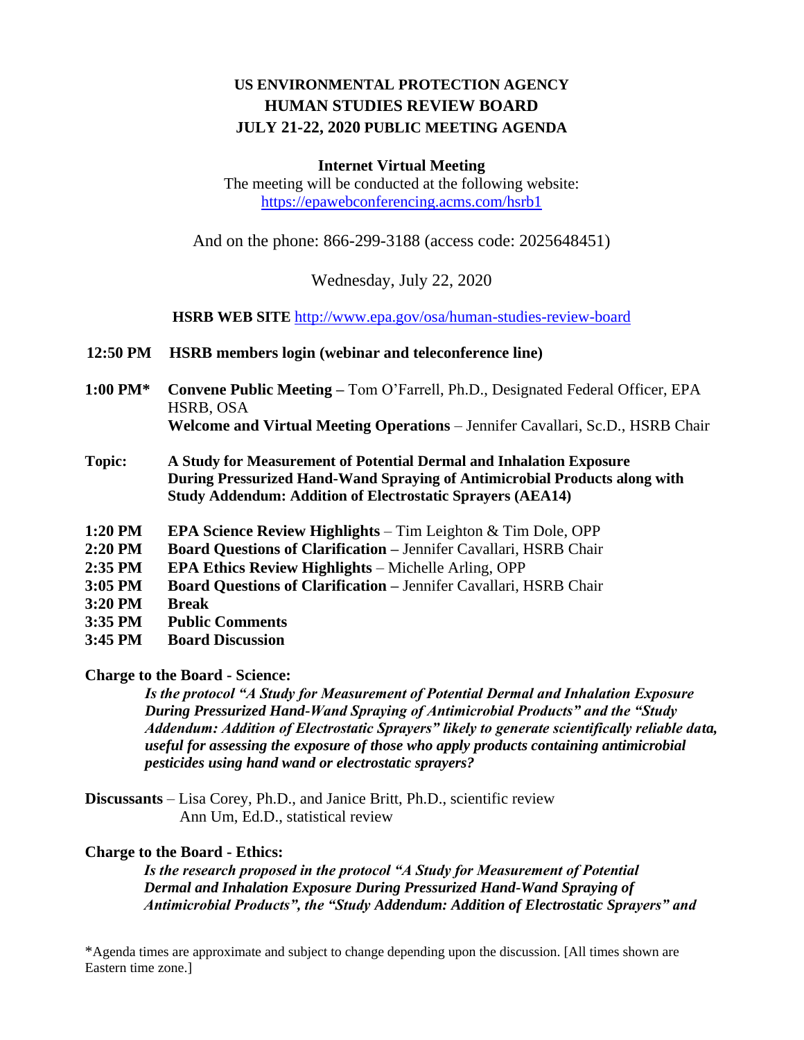# US ENVIRONMENTAL PROTECTION AGENCY
# HUMAN STUDIES REVIEW BOARD
# JULY 21-22, 2020 PUBLIC MEETING AGENDA

**Internet Virtual Meeting**

The meeting will be conducted at the following website:
https://epawebconferencing.acms.com/hsrb1

And on the phone: 866-299-3188 (access code: 2025648451)

Wednesday, July 22, 2020

**HSRB WEB SITE** http://www.epa.gov/osa/human-studies-review-board

**12:50 PM** **HSRB members login (webinar and teleconference line)**

**1:00 PM*** **Convene Public Meeting –** Tom O'Farrell, Ph.D., Designated Federal Officer, EPA HSRB, OSA
**Welcome and Virtual Meeting Operations** – Jennifer Cavallari, Sc.D., HSRB Chair

**Topic:** **A Study for Measurement of Potential Dermal and Inhalation Exposure During Pressurized Hand-Wand Spraying of Antimicrobial Products along with Study Addendum: Addition of Electrostatic Sprayers (AEA14)**

**1:20 PM** **EPA Science Review Highlights** – Tim Leighton & Tim Dole, OPP
**2:20 PM** **Board Questions of Clarification –** Jennifer Cavallari, HSRB Chair
**2:35 PM** **EPA Ethics Review Highlights** – Michelle Arling, OPP
**3:05 PM** **Board Questions of Clarification –** Jennifer Cavallari, HSRB Chair
**3:20 PM** **Break**
**3:35 PM** **Public Comments**
**3:45 PM** **Board Discussion**

**Charge to the Board - Science:**

***Is the protocol "A Study for Measurement of Potential Dermal and Inhalation Exposure During Pressurized Hand-Wand Spraying of Antimicrobial Products" and the "Study Addendum: Addition of Electrostatic Sprayers" likely to generate scientifically reliable data, useful for assessing the exposure of those who apply products containing antimicrobial pesticides using hand wand or electrostatic sprayers?***

**Discussants** – Lisa Corey, Ph.D., and Janice Britt, Ph.D., scientific review
Ann Um, Ed.D., statistical review

**Charge to the Board - Ethics:**

***Is the research proposed in the protocol "A Study for Measurement of Potential Dermal and Inhalation Exposure During Pressurized Hand-Wand Spraying of Antimicrobial Products", the "Study Addendum: Addition of Electrostatic Sprayers" and***

*Agenda times are approximate and subject to change depending upon the discussion. [All times shown are Eastern time zone.]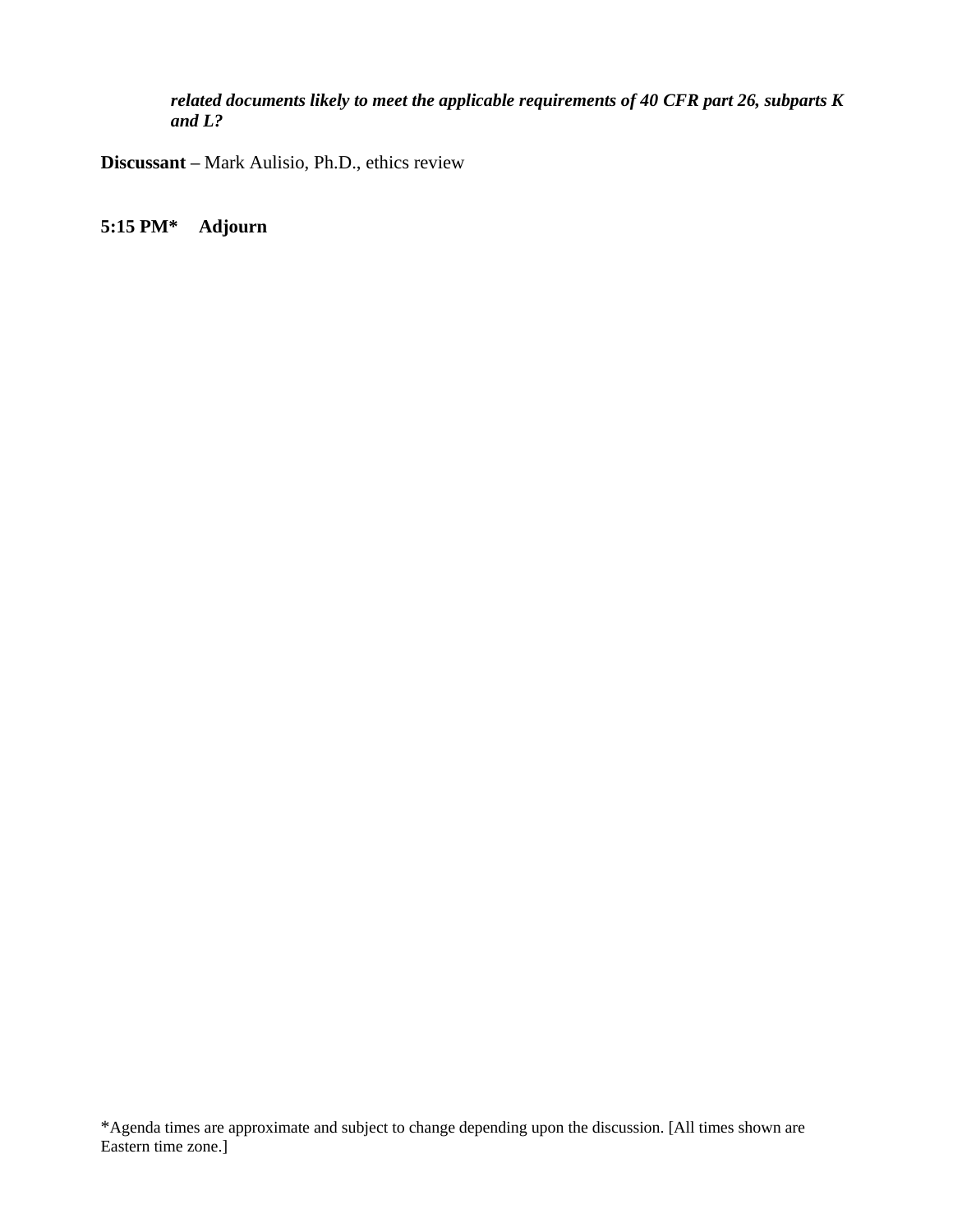***related documents likely to meet the applicable requirements of 40 CFR part 26, subparts K and L?***

**Discussant –** Mark Aulisio, Ph.D., ethics review

**5:15 PM\*  Adjourn**

*Agenda times are approximate and subject to change depending upon the discussion. [All times shown are Eastern time zone.]